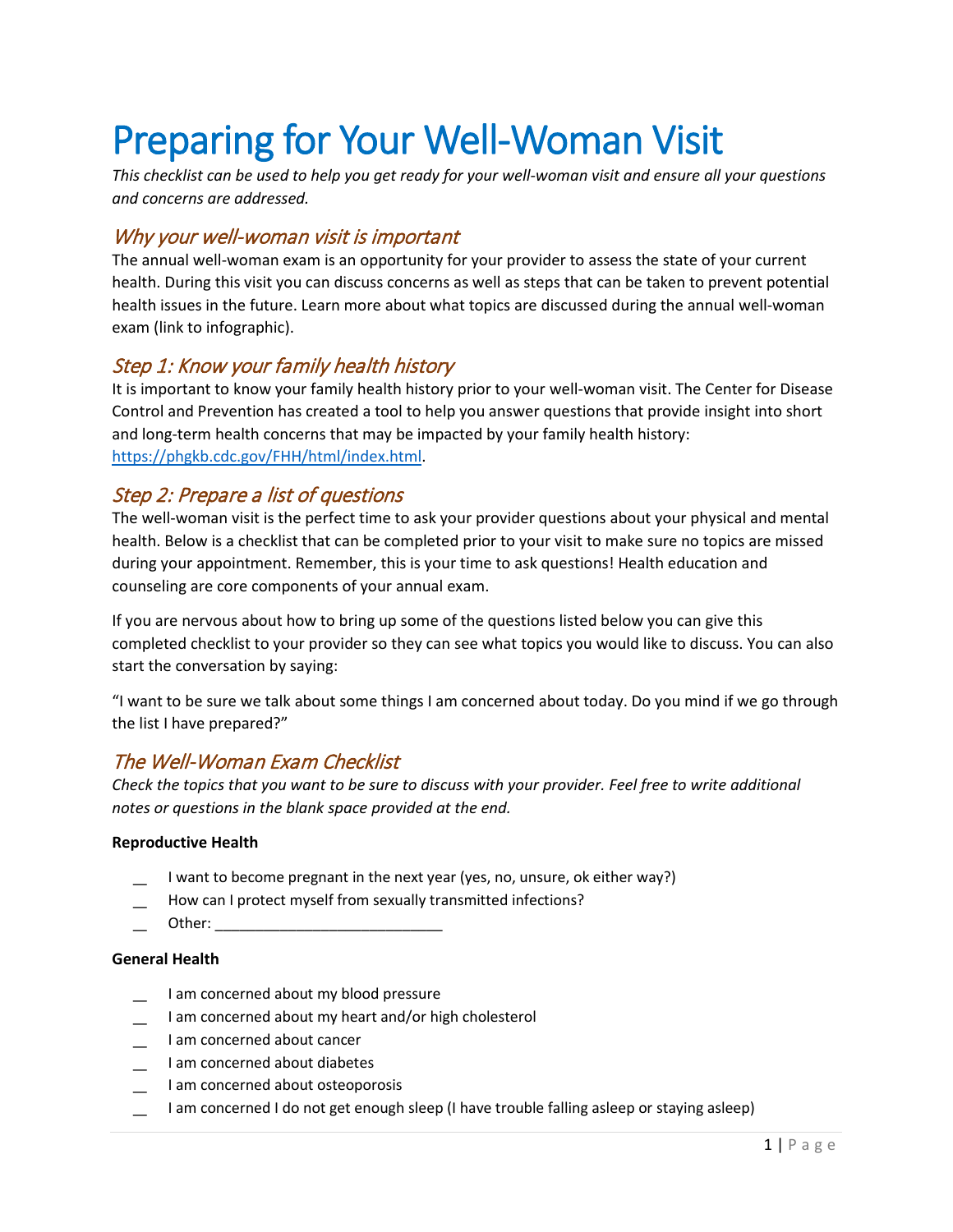# Preparing for Your Well-Woman Visit

*This checklist can be used to help you get ready for your well-woman visit and ensure all your questions and concerns are addressed.*

## *Why your well-woman visit is important*

The annual well-woman exam is an opportunity for your provider to assess the state of your current health. During this visit you can discuss concerns as well as steps that can be taken to prevent potential health issues in the future. Learn more about what topics are discussed during the annual well-woman exam (link to infographic).

## *Step 1: Know your family health history*

It is important to know your family health history prior to your well-woman visit. The Center for Disease Control and Prevention has created a tool to help you answer questions that provide insight into short and long-term health concerns that may be impacted by your family health history: [https://phgkb.cdc.gov/FHH/html/index.html](https://phgkb.cdc.gov/FHH/html/index.html).

## *Step 2: Prepare a list of questions*

The well-woman visit is the perfect time to ask your provider questions about your physical and mental health. Below is a checklist that can be completed prior to your visit to make sure no topics are missed during your appointment. Remember, this is your time to ask questions! Health education and counseling are core components of your annual exam.

If you are nervous about how to bring up some of the questions listed below you can give this completed checklist to your provider so they can see what topics you would like to discuss. You can also start the conversation by saying:

"I want to be sure we talk about some things I am concerned about today. Do you mind if we go through the list I have prepared?"

## *The Well-Woman Exam Checklist*

*Check the topics that you want to be sure to discuss with your provider. Feel free to write additional notes or questions in the blank space provided at the end.*

**Reproductive Health**

- __ I want to become pregnant in the next year (yes, no, unsure, ok either way?)
- __ How can I protect myself from sexually transmitted infections?
- __ Other: ____________________________

**General Health**

- __ I am concerned about my blood pressure
- __ I am concerned about my heart and/or high cholesterol
- __ I am concerned about cancer
- __ I am concerned about diabetes
- __ I am concerned about osteoporosis
- __ I am concerned I do not get enough sleep (I have trouble falling asleep or staying asleep)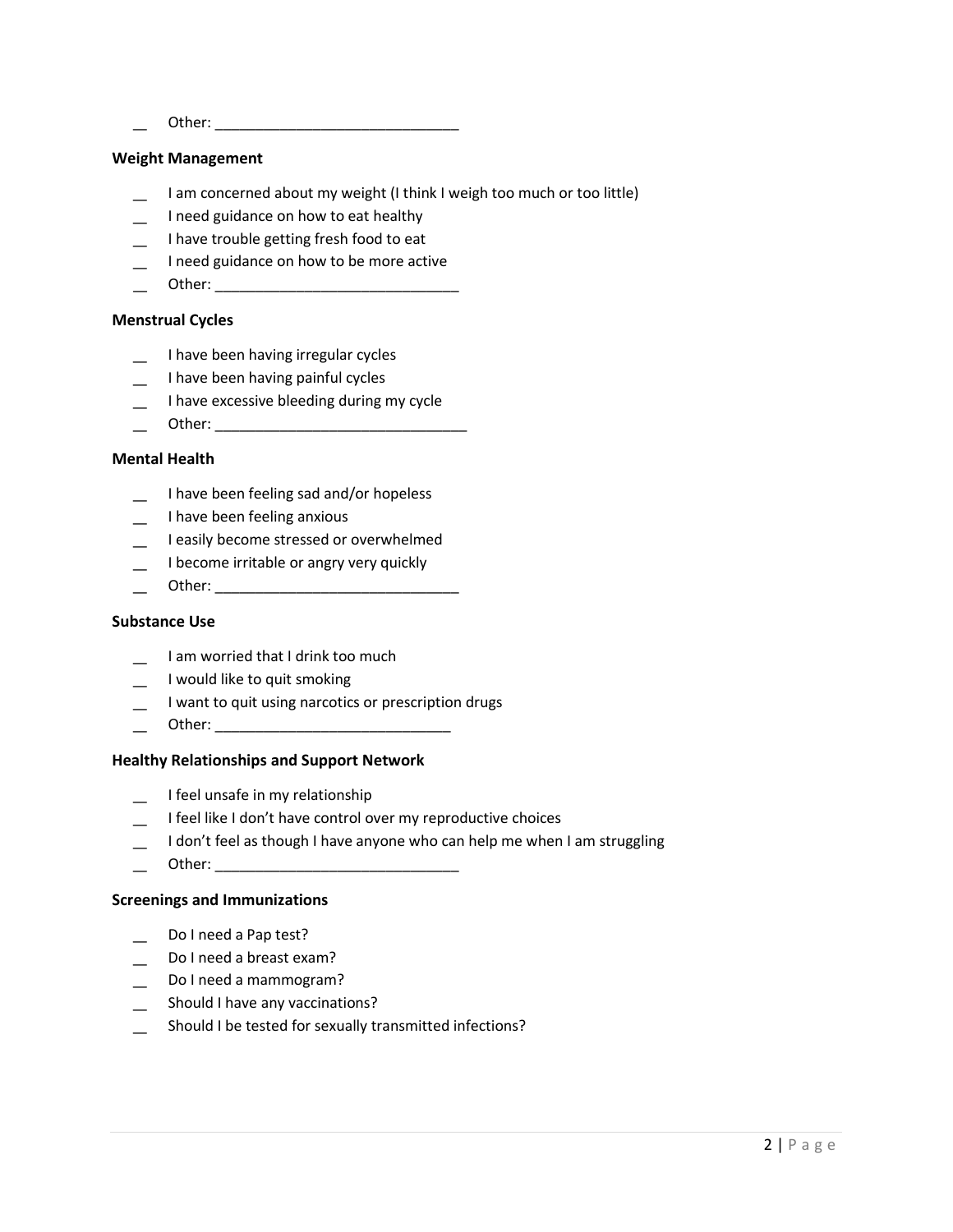__ Other: ______________________________

**Weight Management**

__ I am concerned about my weight (I think I weigh too much or too little)
__ I need guidance on how to eat healthy
__ I have trouble getting fresh food to eat
__ I need guidance on how to be more active
__ Other: ______________________________

**Menstrual Cycles**

__ I have been having irregular cycles
__ I have been having painful cycles
__ I have excessive bleeding during my cycle
__ Other: _______________________________

**Mental Health**

__ I have been feeling sad and/or hopeless
__ I have been feeling anxious
__ I easily become stressed or overwhelmed
__ I become irritable or angry very quickly
__ Other: ______________________________

**Substance Use**

__ I am worried that I drink too much
__ I would like to quit smoking
__ I want to quit using narcotics or prescription drugs
__ Other: _____________________________

**Healthy Relationships and Support Network**

__ I feel unsafe in my relationship
__ I feel like I don't have control over my reproductive choices
__ I don't feel as though I have anyone who can help me when I am struggling
__ Other: ______________________________

**Screenings and Immunizations**

__ Do I need a Pap test?
__ Do I need a breast exam?
__ Do I need a mammogram?
__ Should I have any vaccinations?
__ Should I be tested for sexually transmitted infections?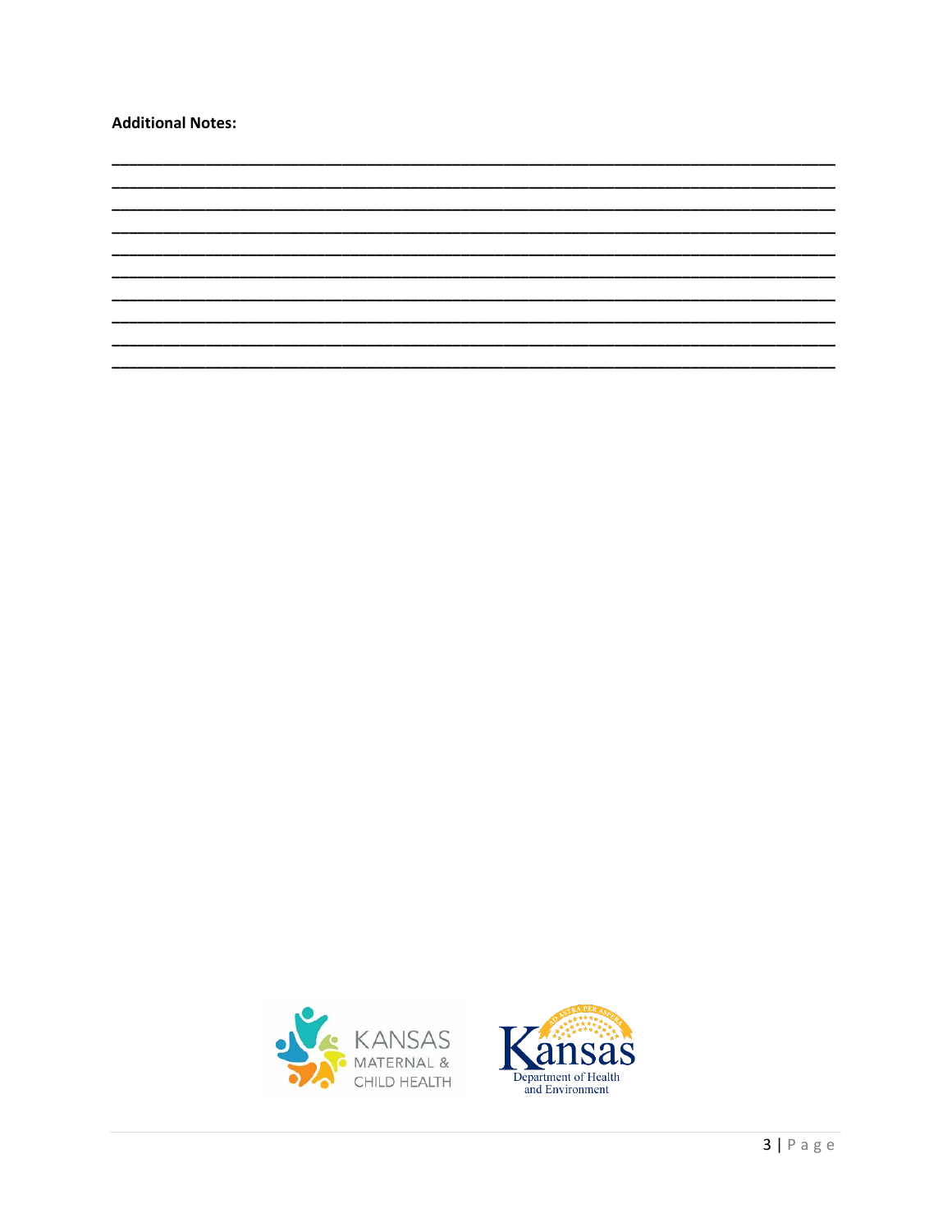**Additional Notes:**

\_\_\_\_\_\_\_\_\_\_\_\_\_\_\_\_\_\_\_\_\_\_\_\_\_\_\_\_\_\_\_\_\_\_\_\_\_\_\_\_\_\_\_\_\_\_\_\_\_\_\_\_\_\_\_\_\_\_\_\_\_\_\_\_\_\_\_\_\_\_\_\_\_\_\_\_\_\_\_\_\_\_\_\_\_\_\_\_\_\_\_\_\_\_\_\_\_\_\_\_\_\_\_\_\_\_\_\_\_\_\_\_

\_\_\_\_\_\_\_\_\_\_\_\_\_\_\_\_\_\_\_\_\_\_\_\_\_\_\_\_\_\_\_\_\_\_\_\_\_\_\_\_\_\_\_\_\_\_\_\_\_\_\_\_\_\_\_\_\_\_\_\_\_\_\_\_\_\_\_\_\_\_\_\_\_\_\_\_\_\_\_\_\_\_\_\_\_\_\_\_\_\_\_\_\_\_\_\_\_\_\_\_\_\_\_\_\_\_\_\_\_\_\_\_

\_\_\_\_\_\_\_\_\_\_\_\_\_\_\_\_\_\_\_\_\_\_\_\_\_\_\_\_\_\_\_\_\_\_\_\_\_\_\_\_\_\_\_\_\_\_\_\_\_\_\_\_\_\_\_\_\_\_\_\_\_\_\_\_\_\_\_\_\_\_\_\_\_\_\_\_\_\_\_\_\_\_\_\_\_\_\_\_\_\_\_\_\_\_\_\_\_\_\_\_\_\_\_\_\_\_\_\_\_\_\_\_

\_\_\_\_\_\_\_\_\_\_\_\_\_\_\_\_\_\_\_\_\_\_\_\_\_\_\_\_\_\_\_\_\_\_\_\_\_\_\_\_\_\_\_\_\_\_\_\_\_\_\_\_\_\_\_\_\_\_\_\_\_\_\_\_\_\_\_\_\_\_\_\_\_\_\_\_\_\_\_\_\_\_\_\_\_\_\_\_\_\_\_\_\_\_\_\_\_\_\_\_\_\_\_\_\_\_\_\_\_\_\_\_

\_\_\_\_\_\_\_\_\_\_\_\_\_\_\_\_\_\_\_\_\_\_\_\_\_\_\_\_\_\_\_\_\_\_\_\_\_\_\_\_\_\_\_\_\_\_\_\_\_\_\_\_\_\_\_\_\_\_\_\_\_\_\_\_\_\_\_\_\_\_\_\_\_\_\_\_\_\_\_\_\_\_\_\_\_\_\_\_\_\_\_\_\_\_\_\_\_\_\_\_\_\_\_\_\_\_\_\_\_\_\_\_

\_\_\_\_\_\_\_\_\_\_\_\_\_\_\_\_\_\_\_\_\_\_\_\_\_\_\_\_\_\_\_\_\_\_\_\_\_\_\_\_\_\_\_\_\_\_\_\_\_\_\_\_\_\_\_\_\_\_\_\_\_\_\_\_\_\_\_\_\_\_\_\_\_\_\_\_\_\_\_\_\_\_\_\_\_\_\_\_\_\_\_\_\_\_\_\_\_\_\_\_\_\_\_\_\_\_\_\_\_\_\_\_

\_\_\_\_\_\_\_\_\_\_\_\_\_\_\_\_\_\_\_\_\_\_\_\_\_\_\_\_\_\_\_\_\_\_\_\_\_\_\_\_\_\_\_\_\_\_\_\_\_\_\_\_\_\_\_\_\_\_\_\_\_\_\_\_\_\_\_\_\_\_\_\_\_\_\_\_\_\_\_\_\_\_\_\_\_\_\_\_\_\_\_\_\_\_\_\_\_\_\_\_\_\_\_\_\_\_\_\_\_\_\_\_

\_\_\_\_\_\_\_\_\_\_\_\_\_\_\_\_\_\_\_\_\_\_\_\_\_\_\_\_\_\_\_\_\_\_\_\_\_\_\_\_\_\_\_\_\_\_\_\_\_\_\_\_\_\_\_\_\_\_\_\_\_\_\_\_\_\_\_\_\_\_\_\_\_\_\_\_\_\_\_\_\_\_\_\_\_\_\_\_\_\_\_\_\_\_\_\_\_\_\_\_\_\_\_\_\_\_\_\_\_\_\_\_

\_\_\_\_\_\_\_\_\_\_\_\_\_\_\_\_\_\_\_\_\_\_\_\_\_\_\_\_\_\_\_\_\_\_\_\_\_\_\_\_\_\_\_\_\_\_\_\_\_\_\_\_\_\_\_\_\_\_\_\_\_\_\_\_\_\_\_\_\_\_\_\_\_\_\_\_\_\_\_\_\_\_\_\_\_\_\_\_\_\_\_\_\_\_\_\_\_\_\_\_\_\_\_\_\_\_\_\_\_\_\_\_

\_\_\_\_\_\_\_\_\_\_\_\_\_\_\_\_\_\_\_\_\_\_\_\_\_\_\_\_\_\_\_\_\_\_\_\_\_\_\_\_\_\_\_\_\_\_\_\_\_\_\_\_\_\_\_\_\_\_\_\_\_\_\_\_\_\_\_\_\_\_\_\_\_\_\_\_\_\_\_\_\_\_\_\_\_\_\_\_\_\_\_\_\_\_\_\_\_\_\_\_\_\_\_\_\_\_\_\_\_\_\_\_

KANSAS MATERNAL & CHILD HEALTH

Kansas Department of Health and Environment